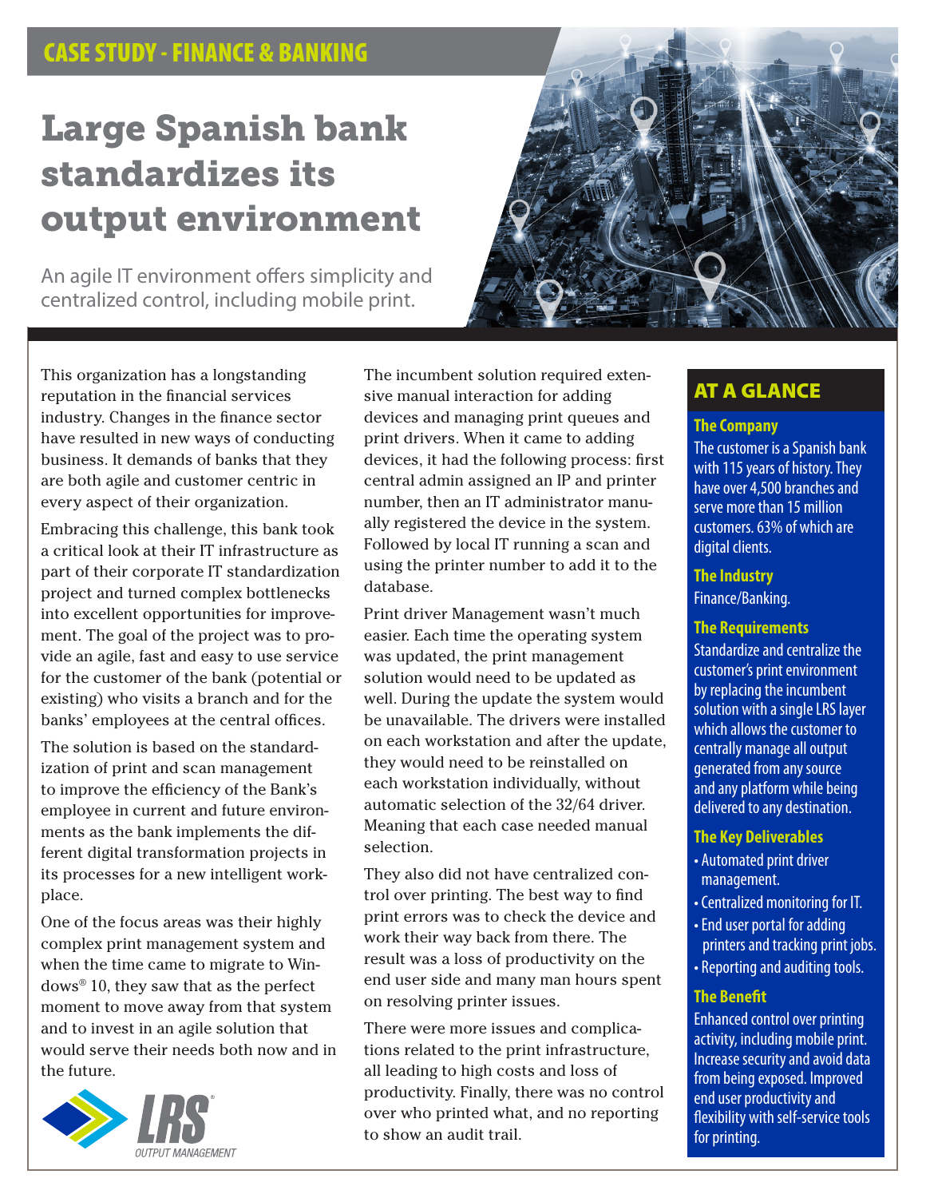CASE STUDY - FINANCE & BANKING

# Large Spanish bank standardizes its output environment

An agile IT environment offers simplicity and centralized control, including mobile print.

This organization has a longstanding reputation in the financial services industry. Changes in the finance sector have resulted in new ways of conducting business. It demands of banks that they are both agile and customer centric in every aspect of their organization.

Embracing this challenge, this bank took a critical look at their IT infrastructure as part of their corporate IT standardization project and turned complex bottlenecks into excellent opportunities for improvement. The goal of the project was to provide an agile, fast and easy to use service for the customer of the bank (potential or existing) who visits a branch and for the banks' employees at the central offices.

The solution is based on the standardization of print and scan management to improve the efficiency of the Bank's employee in current and future environments as the bank implements the different digital transformation projects in its processes for a new intelligent workplace.

One of the focus areas was their highly complex print management system and when the time came to migrate to Windows® 10, they saw that as the perfect moment to move away from that system and to invest in an agile solution that would serve their needs both now and in the future.

The incumbent solution required extensive manual interaction for adding devices and managing print queues and print drivers. When it came to adding devices, it had the following process: first central admin assigned an IP and printer number, then an IT administrator manually registered the device in the system. Followed by local IT running a scan and using the printer number to add it to the database.

Print driver Management wasn't much easier. Each time the operating system was updated, the print management solution would need to be updated as well. During the update the system would be unavailable. The drivers were installed on each workstation and after the update, they would need to be reinstalled on each workstation individually, without automatic selection of the 32/64 driver. Meaning that each case needed manual selection.

They also did not have centralized control over printing. The best way to find print errors was to check the device and work their way back from there. The result was a loss of productivity on the end user side and many man hours spent on resolving printer issues.

There were more issues and complications related to the print infrastructure, all leading to high costs and loss of productivity. Finally, there was no control over who printed what, and no reporting to show an audit trail.

## AT A GLANCE

### The Company

The customer is a Spanish bank with 115 years of history. They have over 4,500 branches and serve more than 15 million customers. 63% of which are digital clients.

### The Industry

Finance/Banking.

### The Requirements

Standardize and centralize the customer's print environment by replacing the incumbent solution with a single LRS layer which allows the customer to centrally manage all output generated from any source and any platform while being delivered to any destination.

### The Key Deliverables

- Automated print driver management.
- Centralized monitoring for IT.
- End user portal for adding printers and tracking print jobs.
- Reporting and auditing tools.

### The Benefit

Enhanced control over printing activity, including mobile print. Increase security and avoid data from being exposed. Improved end user productivity and flexibility with self-service tools for printing.

LRS® OUTPUT MANAGEMENT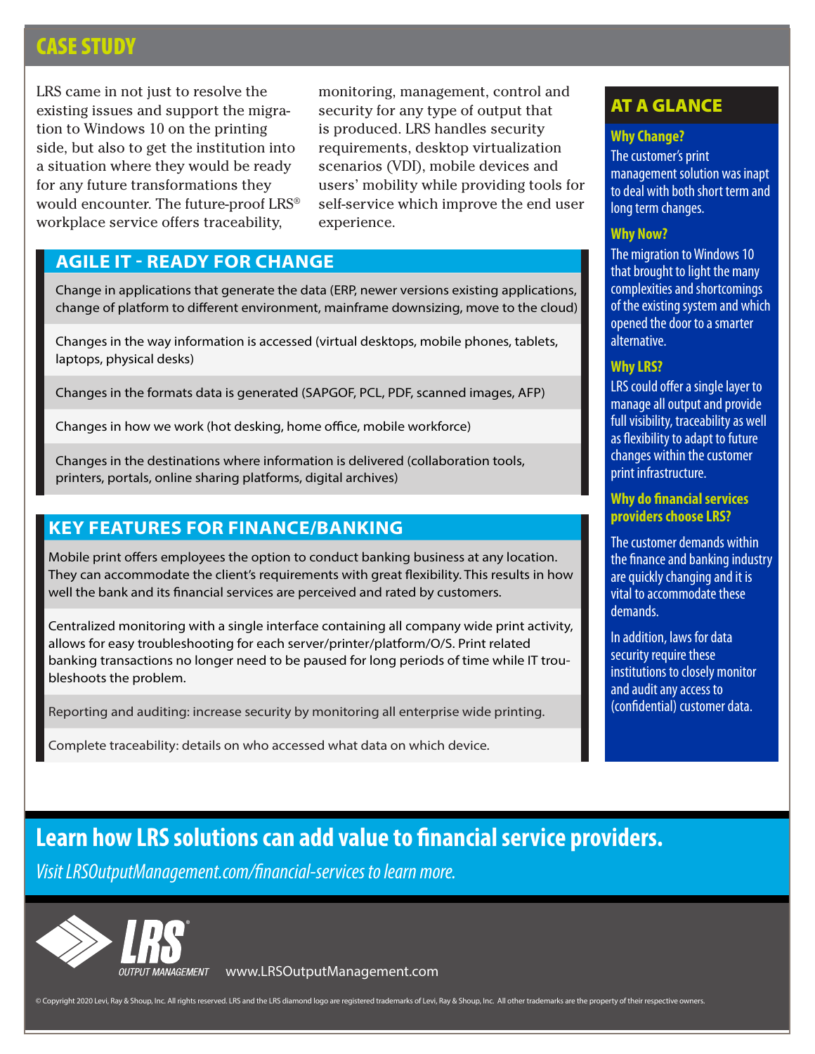# CASE STUDY

LRS came in not just to resolve the existing issues and support the migration to Windows 10 on the printing side, but also to get the institution into a situation where they would be ready for any future transformations they would encounter. The future-proof LRS® workplace service offers traceability, monitoring, management, control and security for any type of output that is produced. LRS handles security requirements, desktop virtualization scenarios (VDI), mobile devices and users' mobility while providing tools for self-service which improve the end user experience.

## AGILE IT - READY FOR CHANGE

- Change in applications that generate the data (ERP, newer versions existing applications, change of platform to different environment, mainframe downsizing, move to the cloud)
- Changes in the way information is accessed (virtual desktops, mobile phones, tablets, laptops, physical desks)
- Changes in the formats data is generated (SAPGOF, PCL, PDF, scanned images, AFP)
- Changes in how we work (hot desking, home office, mobile workforce)
- Changes in the destinations where information is delivered (collaboration tools, printers, portals, online sharing platforms, digital archives)

## KEY FEATURES FOR FINANCE/BANKING

- Mobile print offers employees the option to conduct banking business at any location. They can accommodate the client's requirements with great flexibility. This results in how well the bank and its financial services are perceived and rated by customers.
- Centralized monitoring with a single interface containing all company wide print activity, allows for easy troubleshooting for each server/printer/platform/O/S. Print related banking transactions no longer need to be paused for long periods of time while IT troubleshoots the problem.
- Reporting and auditing: increase security by monitoring all enterprise wide printing.
- Complete traceability: details on who accessed what data on which device.

## AT A GLANCE

### Why Change?

The customer's print management solution was inapt to deal with both short term and long term changes.

### Why Now?

The migration to Windows 10 that brought to light the many complexities and shortcomings of the existing system and which opened the door to a smarter alternative.

### Why LRS?

LRS could offer a single layer to manage all output and provide full visibility, traceability as well as flexibility to adapt to future changes within the customer print infrastructure.

### Why do financial services providers choose LRS?

The customer demands within the finance and banking industry are quickly changing and it is vital to accommodate these demands.

In addition, laws for data security require these institutions to closely monitor and audit any access to (confidential) customer data.

## Learn how LRS solutions can add value to financial service providers.

*Visit LRSOutputManagement.com/financial-services to learn more.*

LRS® OUTPUT MANAGEMENT www.LRSOutputManagement.com

© Copyright 2020 Levi, Ray & Shoup, Inc. All rights reserved. LRS and the LRS diamond logo are registered trademarks of Levi, Ray & Shoup, Inc. All other trademarks are the property of their respective owners.